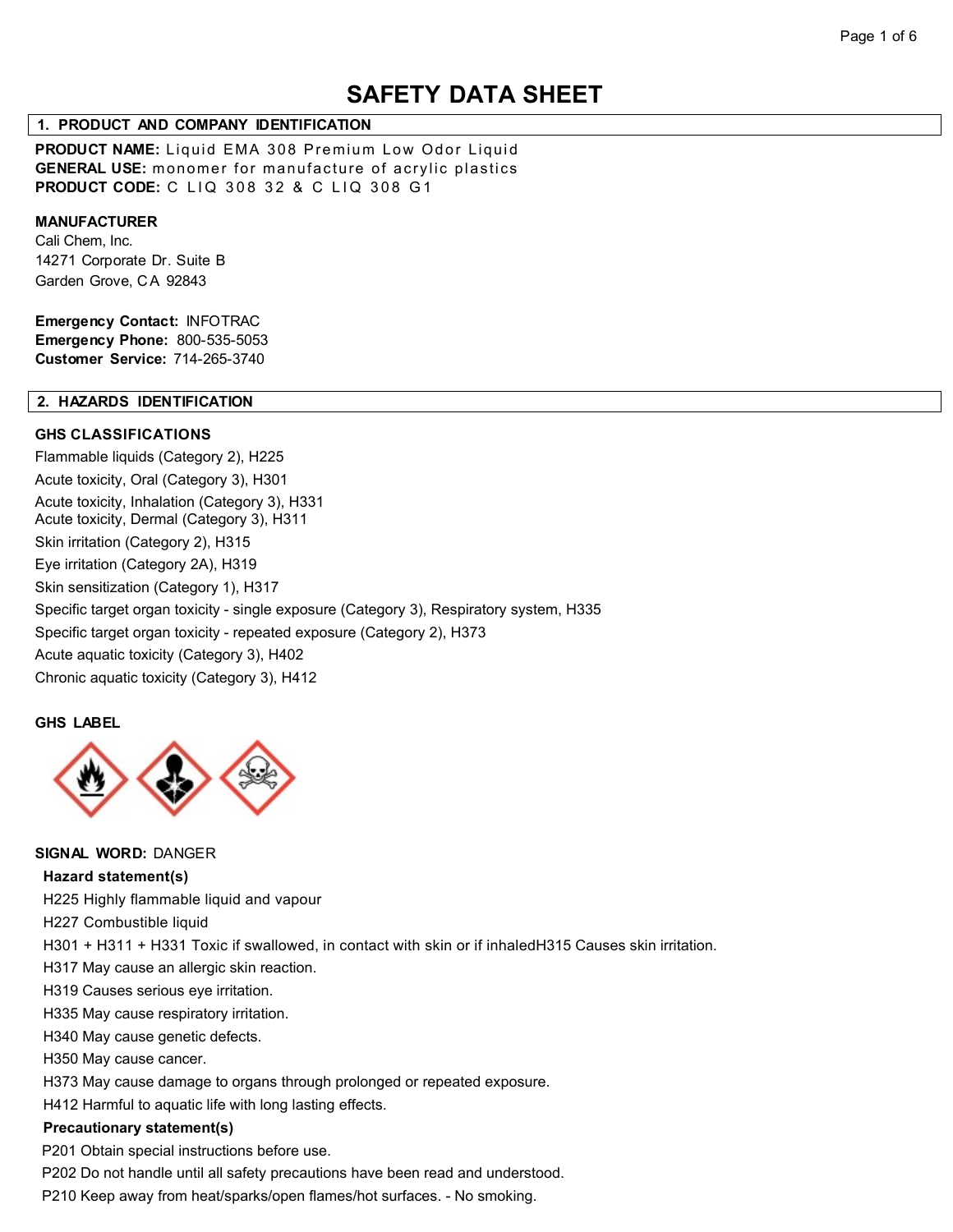# SAFETY DATA SHEET

## 1. PRODUCT AND COMPANY IDENTIFICATION

**PRODUCT NAME:** Liquid EMA 308 Premium Low Odor Liquid
**GENERAL USE:** monomer for manufacture of acrylic plastics
**PRODUCT CODE:** C LIQ 308 32 & C LIQ 308 G1

**MANUFACTURER**
Cali Chem, Inc.
14271 Corporate Dr. Suite B
Garden Grove, CA 92843

**Emergency Contact:** INFOTRAC
**Emergency Phone:** 800-535-5053
**Customer Service:** 714-265-3740

## 2. HAZARDS IDENTIFICATION

**GHS CLASSIFICATIONS**

Flammable liquids (Category 2), H225
Acute toxicity, Oral (Category 3), H301
Acute toxicity, Inhalation (Category 3), H331
Acute toxicity, Dermal (Category 3), H311
Skin irritation (Category 2), H315
Eye irritation (Category 2A), H319
Skin sensitization (Category 1), H317
Specific target organ toxicity - single exposure (Category 3), Respiratory system, H335
Specific target organ toxicity - repeated exposure (Category 2), H373
Acute aquatic toxicity (Category 3), H402
Chronic aquatic toxicity (Category 3), H412

**GHS LABEL**

**SIGNAL WORD:** DANGER

**Hazard statement(s)**

H225 Highly flammable liquid and vapour
H227 Combustible liquid
H301 + H311 + H331 Toxic if swallowed, in contact with skin or if inhaledH315 Causes skin irritation.
H317 May cause an allergic skin reaction.
H319 Causes serious eye irritation.
H335 May cause respiratory irritation.
H340 May cause genetic defects.
H350 May cause cancer.
H373 May cause damage to organs through prolonged or repeated exposure.
H412 Harmful to aquatic life with long lasting effects.

**Precautionary statement(s)**

P201 Obtain special instructions before use.
P202 Do not handle until all safety precautions have been read and understood.
P210 Keep away from heat/sparks/open flames/hot surfaces. - No smoking.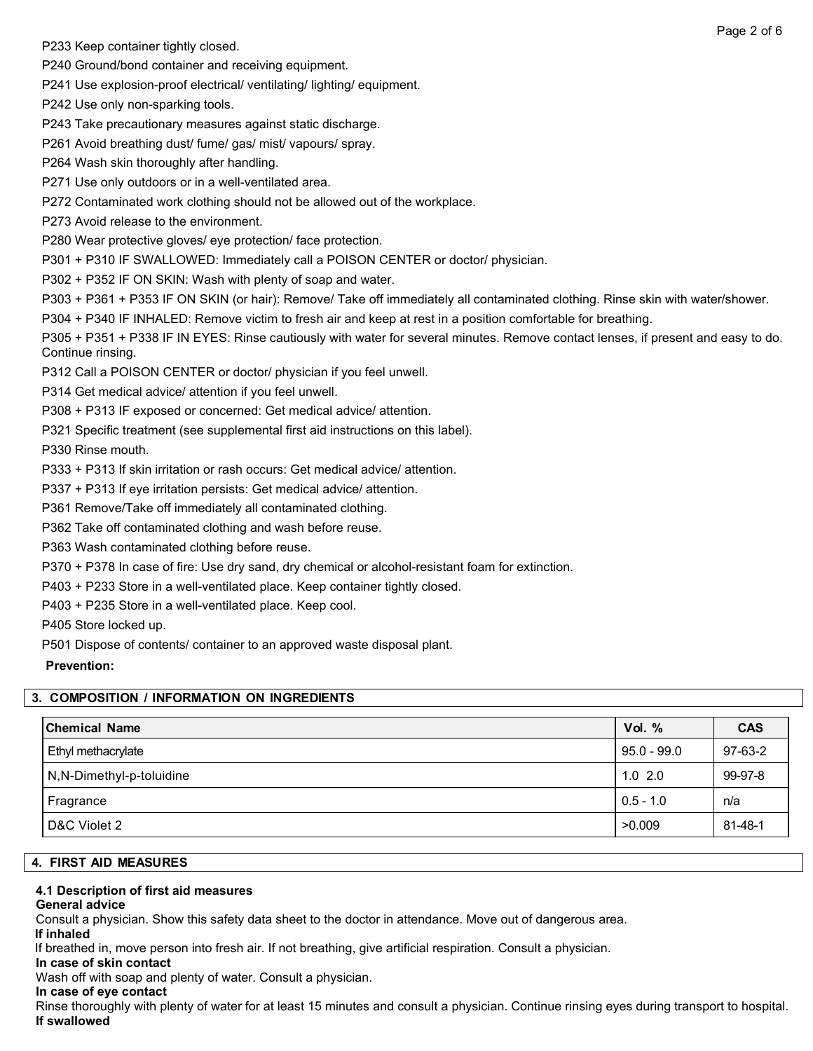P233 Keep container tightly closed.

P240 Ground/bond container and receiving equipment.

P241 Use explosion-proof electrical/ ventilating/ lighting/ equipment.

P242 Use only non-sparking tools.

P243 Take precautionary measures against static discharge.

P261 Avoid breathing dust/ fume/ gas/ mist/ vapours/ spray.

P264 Wash skin thoroughly after handling.

P271 Use only outdoors or in a well-ventilated area.

P272 Contaminated work clothing should not be allowed out of the workplace.

P273 Avoid release to the environment.

P280 Wear protective gloves/ eye protection/ face protection.

P301 + P310 IF SWALLOWED: Immediately call a POISON CENTER or doctor/ physician.

P302 + P352 IF ON SKIN: Wash with plenty of soap and water.

P303 + P361 + P353 IF ON SKIN (or hair): Remove/ Take off immediately all contaminated clothing. Rinse skin with water/shower.

P304 + P340 IF INHALED: Remove victim to fresh air and keep at rest in a position comfortable for breathing.

P305 + P351 + P338 IF IN EYES: Rinse cautiously with water for several minutes. Remove contact lenses, if present and easy to do. Continue rinsing.

P312 Call a POISON CENTER or doctor/ physician if you feel unwell.

P314 Get medical advice/ attention if you feel unwell.

P308 + P313 IF exposed or concerned: Get medical advice/ attention.

P321 Specific treatment (see supplemental first aid instructions on this label).

P330 Rinse mouth.

P333 + P313 If skin irritation or rash occurs: Get medical advice/ attention.

P337 + P313 If eye irritation persists: Get medical advice/ attention.

P361 Remove/Take off immediately all contaminated clothing.

P362 Take off contaminated clothing and wash before reuse.

P363 Wash contaminated clothing before reuse.

P370 + P378 In case of fire: Use dry sand, dry chemical or alcohol-resistant foam for extinction.

P403 + P233 Store in a well-ventilated place. Keep container tightly closed.

P403 + P235 Store in a well-ventilated place. Keep cool.

P405 Store locked up.

P501 Dispose of contents/ container to an approved waste disposal plant.

**Prevention:**

## 3. COMPOSITION / INFORMATION ON INGREDIENTS

| Chemical Name | Vol. % | CAS |
|---|---|---|
| Ethyl methacrylate | 95.0 - 99.0 | 97-63-2 |
| N,N-Dimethyl-p-toluidine | 1.0 2.0 | 99-97-8 |
| Fragrance | 0.5 - 1.0 | n/a |
| D&C Violet 2 | >0.009 | 81-48-1 |

## 4. FIRST AID MEASURES

### 4.1 Description of first aid measures

**General advice**

Consult a physician. Show this safety data sheet to the doctor in attendance. Move out of dangerous area.

**If inhaled**

If breathed in, move person into fresh air. If not breathing, give artificial respiration. Consult a physician.

**In case of skin contact**

Wash off with soap and plenty of water. Consult a physician.

**In case of eye contact**

Rinse thoroughly with plenty of water for at least 15 minutes and consult a physician. Continue rinsing eyes during transport to hospital.

**If swallowed**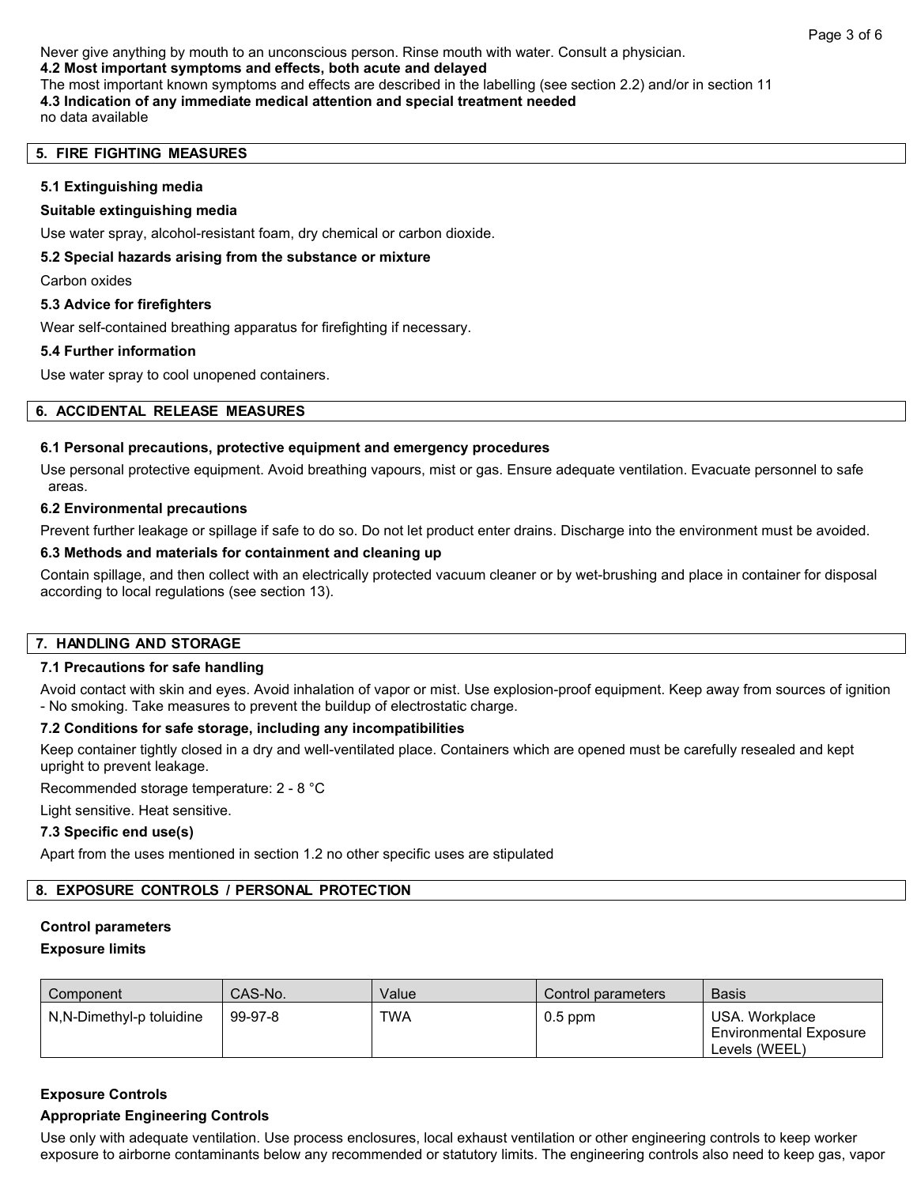Never give anything by mouth to an unconscious person. Rinse mouth with water. Consult a physician.

**4.2 Most important symptoms and effects, both acute and delayed**

The most important known symptoms and effects are described in the labelling (see section 2.2) and/or in section 11

**4.3 Indication of any immediate medical attention and special treatment needed**

no data available

## 5. FIRE FIGHTING MEASURES

**5.1 Extinguishing media**

**Suitable extinguishing media**

Use water spray, alcohol-resistant foam, dry chemical or carbon dioxide.

**5.2 Special hazards arising from the substance or mixture**

Carbon oxides

**5.3 Advice for firefighters**

Wear self-contained breathing apparatus for firefighting if necessary.

**5.4 Further information**

Use water spray to cool unopened containers.

## 6. ACCIDENTAL RELEASE MEASURES

**6.1 Personal precautions, protective equipment and emergency procedures**

Use personal protective equipment. Avoid breathing vapours, mist or gas. Ensure adequate ventilation. Evacuate personnel to safe areas.

**6.2 Environmental precautions**

Prevent further leakage or spillage if safe to do so. Do not let product enter drains. Discharge into the environment must be avoided.

**6.3 Methods and materials for containment and cleaning up**

Contain spillage, and then collect with an electrically protected vacuum cleaner or by wet-brushing and place in container for disposal according to local regulations (see section 13).

## 7. HANDLING AND STORAGE

**7.1 Precautions for safe handling**

Avoid contact with skin and eyes. Avoid inhalation of vapor or mist. Use explosion-proof equipment. Keep away from sources of ignition - No smoking. Take measures to prevent the buildup of electrostatic charge.

**7.2 Conditions for safe storage, including any incompatibilities**

Keep container tightly closed in a dry and well-ventilated place. Containers which are opened must be carefully resealed and kept upright to prevent leakage.

Recommended storage temperature: 2 - 8 °C

Light sensitive. Heat sensitive.

**7.3 Specific end use(s)**

Apart from the uses mentioned in section 1.2 no other specific uses are stipulated

## 8. EXPOSURE CONTROLS / PERSONAL PROTECTION

**Control parameters**

**Exposure limits**

| Component | CAS-No. | Value | Control parameters | Basis |
|---|---|---|---|---|
| N,N-Dimethyl-p toluidine | 99-97-8 | TWA | 0.5 ppm | USA. Workplace Environmental Exposure Levels (WEEL) |

**Exposure Controls**

**Appropriate Engineering Controls**

Use only with adequate ventilation. Use process enclosures, local exhaust ventilation or other engineering controls to keep worker exposure to airborne contaminants below any recommended or statutory limits. The engineering controls also need to keep gas, vapor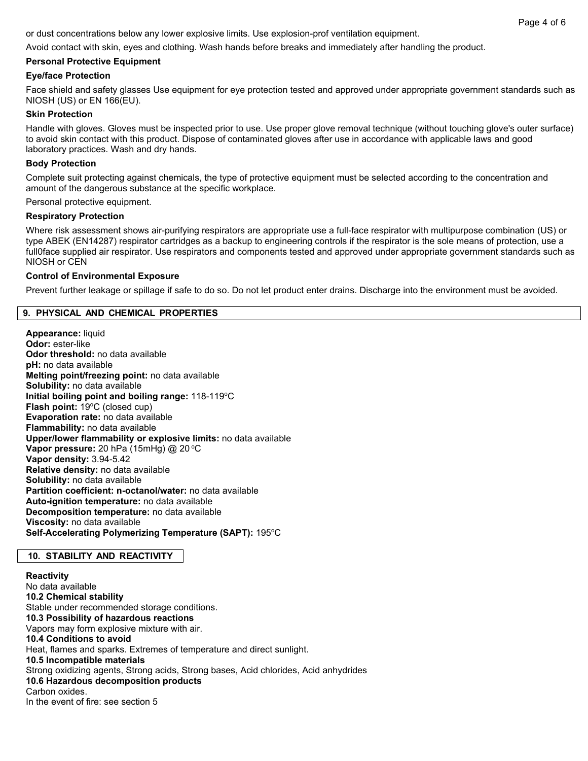or dust concentrations below any lower explosive limits. Use explosion-prof ventilation equipment.

Avoid contact with skin, eyes and clothing. Wash hands before breaks and immediately after handling the product.

**Personal Protective Equipment**

**Eye/face Protection**

Face shield and safety glasses Use equipment for eye protection tested and approved under appropriate government standards such as NIOSH (US) or EN 166(EU).

**Skin Protection**

Handle with gloves. Gloves must be inspected prior to use. Use proper glove removal technique (without touching glove's outer surface) to avoid skin contact with this product. Dispose of contaminated gloves after use in accordance with applicable laws and good laboratory practices. Wash and dry hands.

**Body Protection**

Complete suit protecting against chemicals, the type of protective equipment must be selected according to the concentration and amount of the dangerous substance at the specific workplace.

Personal protective equipment.

**Respiratory Protection**

Where risk assessment shows air-purifying respirators are appropriate use a full-face respirator with multipurpose combination (US) or type ABEK (EN14287) respirator cartridges as a backup to engineering controls if the respirator is the sole means of protection, use a full0face supplied air respirator. Use respirators and components tested and approved under appropriate government standards such as NIOSH or CEN

**Control of Environmental Exposure**

Prevent further leakage or spillage if safe to do so. Do not let product enter drains. Discharge into the environment must be avoided.

## 9. PHYSICAL AND CHEMICAL PROPERTIES

**Appearance:** liquid
**Odor:** ester-like
**Odor threshold:** no data available
**pH:** no data available
**Melting point/freezing point:** no data available
**Solubility:** no data available
**Initial boiling point and boiling range:** 118-119°C
**Flash point:** 19°C (closed cup)
**Evaporation rate:** no data available
**Flammability:** no data available
**Upper/lower flammability or explosive limits:** no data available
**Vapor pressure:** 20 hPa (15mHg) @ 20 °C
**Vapor density:** 3.94-5.42
**Relative density:** no data available
**Solubility:** no data available
**Partition coefficient: n-octanol/water:** no data available
**Auto-ignition temperature:** no data available
**Decomposition temperature:** no data available
**Viscosity:** no data available
**Self-Accelerating Polymerizing Temperature (SAPT):** 195°C

## 10. STABILITY AND REACTIVITY

**Reactivity**
No data available
**10.2 Chemical stability**
Stable under recommended storage conditions.
**10.3 Possibility of hazardous reactions**
Vapors may form explosive mixture with air.
**10.4 Conditions to avoid**
Heat, flames and sparks. Extremes of temperature and direct sunlight.
**10.5 Incompatible materials**
Strong oxidizing agents, Strong acids, Strong bases, Acid chlorides, Acid anhydrides
**10.6 Hazardous decomposition products**
Carbon oxides.
In the event of fire: see section 5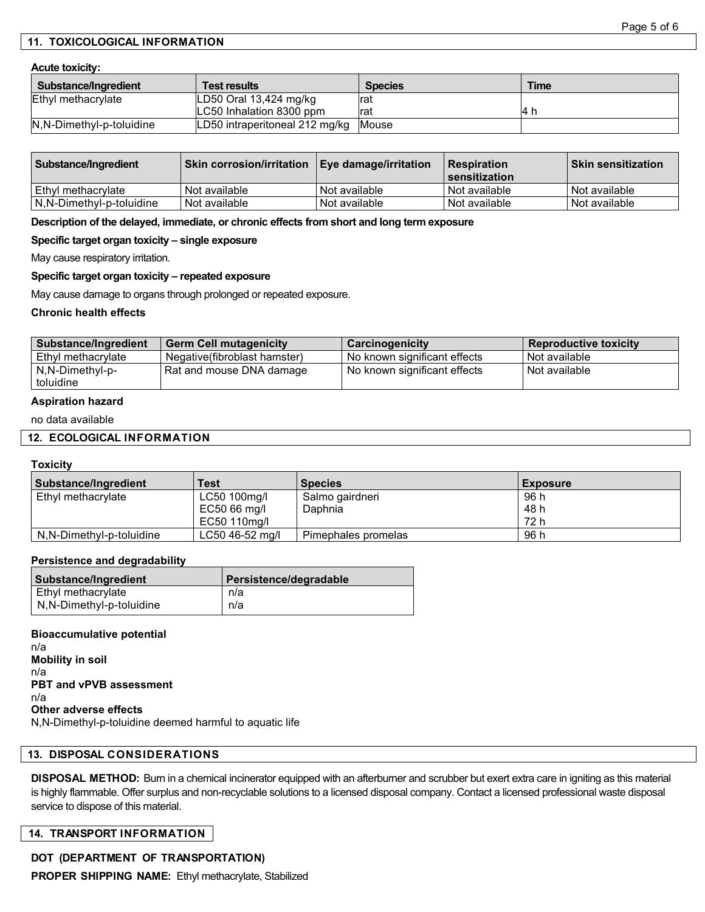## 11. TOXICOLOGICAL INFORMATION

**Acute toxicity:**

| Substance/Ingredient | Test results | Species | Time |
|---|---|---|---|
| Ethyl methacrylate | LD50 Oral 13,424 mg/kg<br>LC50 Inhalation 8300 ppm | rat<br>rat | <br>4 h |
| N,N-Dimethyl-p-toluidine | LD50 intraperitoneal 212 mg/kg | Mouse | |

| Substance/Ingredient | Skin corrosion/irritation | Eye damage/irritation | Respiration sensitization | Skin sensitization |
|---|---|---|---|---|
| Ethyl methacrylate | Not available | Not available | Not available | Not available |
| N,N-Dimethyl-p-toluidine | Not available | Not available | Not available | Not available |

**Description of the delayed, immediate, or chronic effects from short and long term exposure**

**Specific target organ toxicity – single exposure**

May cause respiratory irritation.

**Specific target organ toxicity – repeated exposure**

May cause damage to organs through prolonged or repeated exposure.

**Chronic health effects**

| Substance/Ingredient | Germ Cell mutagenicity | Carcinogenicity | Reproductive toxicity |
|---|---|---|---|
| Ethyl methacrylate | Negative(fibroblast hamster) | No known significant effects | Not available |
| N,N-Dimethyl-p-toluidine | Rat and mouse DNA damage | No known significant effects | Not available |

**Aspiration hazard**

no data available

## 12. ECOLOGICAL INFORMATION

**Toxicity**

| Substance/Ingredient | Test | Species | Exposure |
|---|---|---|---|
| Ethyl methacrylate | LC50 100mg/l<br>EC50 66 mg/l<br>EC50 110mg/l | Salmo gairdneri<br>Daphnia | 96 h<br>48 h<br>72 h |
| N,N-Dimethyl-p-toluidine | LC50 46-52 mg/l | Pimephales promelas | 96 h |

**Persistence and degradability**

| Substance/Ingredient | Persistence/degradable |
|---|---|
| Ethyl methacrylate | n/a |
| N,N-Dimethyl-p-toluidine | n/a |

**Bioaccumulative potential**
n/a

**Mobility in soil**
n/a

**PBT and vPVB assessment**
n/a

**Other adverse effects**
N,N-Dimethyl-p-toluidine deemed harmful to aquatic life

## 13. DISPOSAL CONSIDERATIONS

**DISPOSAL METHOD:** Burn in a chemical incinerator equipped with an afterburner and scrubber but exert extra care in igniting as this material is highly flammable. Offer surplus and non-recyclable solutions to a licensed disposal company. Contact a licensed professional waste disposal service to dispose of this material.

## 14. TRANSPORT INFORMATION

**DOT (DEPARTMENT OF TRANSPORTATION)**

**PROPER SHIPPING NAME:** Ethyl methacrylate, Stabilized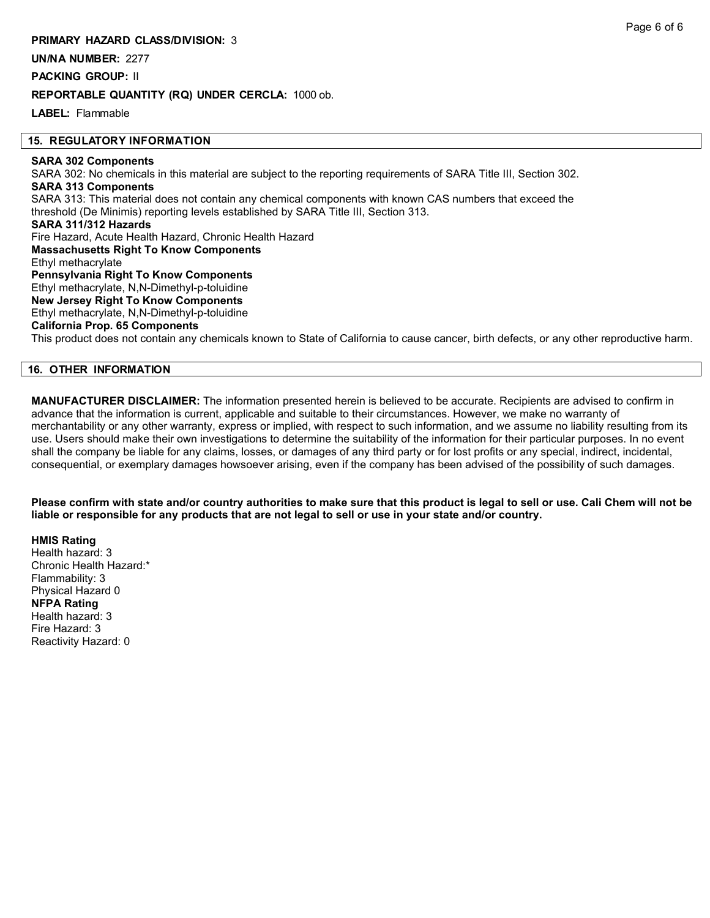**PRIMARY HAZARD CLASS/DIVISION:** 3

**UN/NA NUMBER:** 2277

**PACKING GROUP:** II

**REPORTABLE QUANTITY (RQ) UNDER CERCLA:** 1000 ob.

**LABEL:** Flammable

## 15. REGULATORY INFORMATION

**SARA 302 Components**
SARA 302: No chemicals in this material are subject to the reporting requirements of SARA Title III, Section 302.
**SARA 313 Components**
SARA 313: This material does not contain any chemical components with known CAS numbers that exceed the threshold (De Minimis) reporting levels established by SARA Title III, Section 313.
**SARA 311/312 Hazards**
Fire Hazard, Acute Health Hazard, Chronic Health Hazard
**Massachusetts Right To Know Components**
Ethyl methacrylate
**Pennsylvania Right To Know Components**
Ethyl methacrylate, N,N-Dimethyl-p-toluidine
**New Jersey Right To Know Components**
Ethyl methacrylate, N,N-Dimethyl-p-toluidine
**California Prop. 65 Components**
This product does not contain any chemicals known to State of California to cause cancer, birth defects, or any other reproductive harm.

## 16. OTHER INFORMATION

**MANUFACTURER DISCLAIMER:** The information presented herein is believed to be accurate. Recipients are advised to confirm in advance that the information is current, applicable and suitable to their circumstances. However, we make no warranty of merchantability or any other warranty, express or implied, with respect to such information, and we assume no liability resulting from its use. Users should make their own investigations to determine the suitability of the information for their particular purposes. In no event shall the company be liable for any claims, losses, or damages of any third party or for lost profits or any special, indirect, incidental, consequential, or exemplary damages howsoever arising, even if the company has been advised of the possibility of such damages.

**Please confirm with state and/or country authorities to make sure that this product is legal to sell or use. Cali Chem will not be liable or responsible for any products that are not legal to sell or use in your state and/or country.**

**HMIS Rating**
Health hazard: 3
Chronic Health Hazard:*
Flammability: 3
Physical Hazard 0
**NFPA Rating**
Health hazard: 3
Fire Hazard: 3
Reactivity Hazard: 0